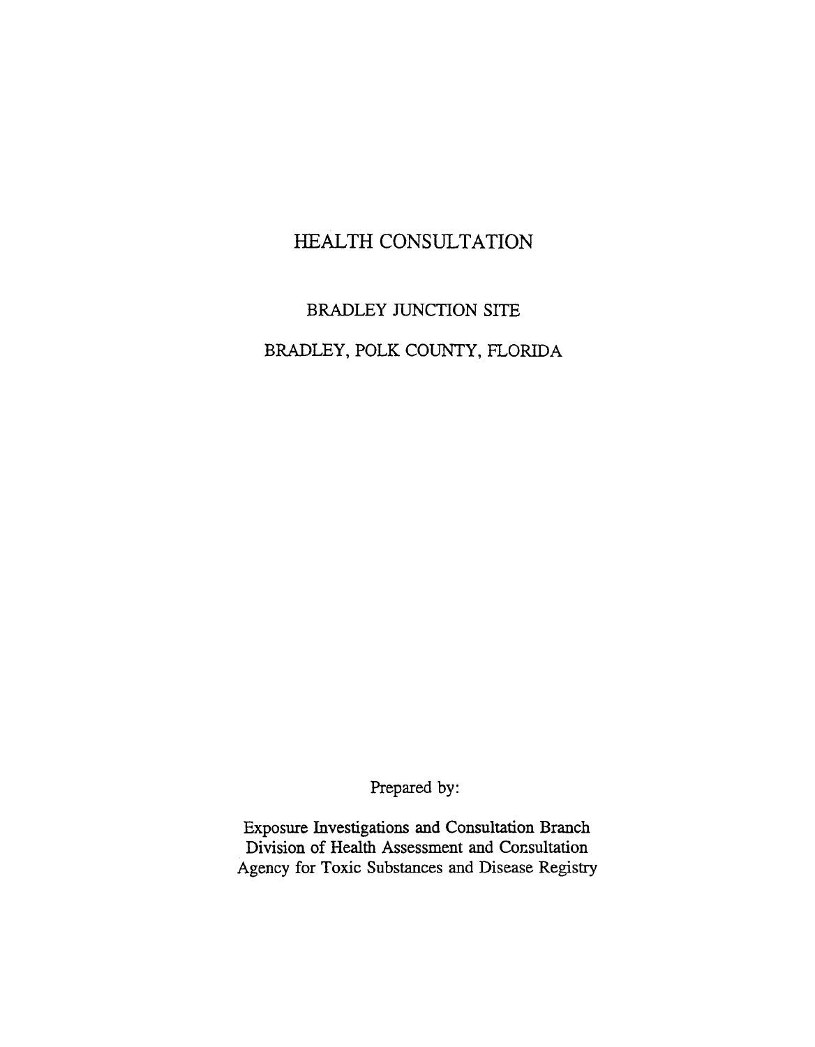# HEALTH CONSULTATION

## BRADLEY JUNCTION SITE

## BRADLEY, POLK COUNTY, FLORIDA

Prepared by:

Exposure Investigations and Consultation Branch
Division of Health Assessment and Consultation
Agency for Toxic Substances and Disease Registry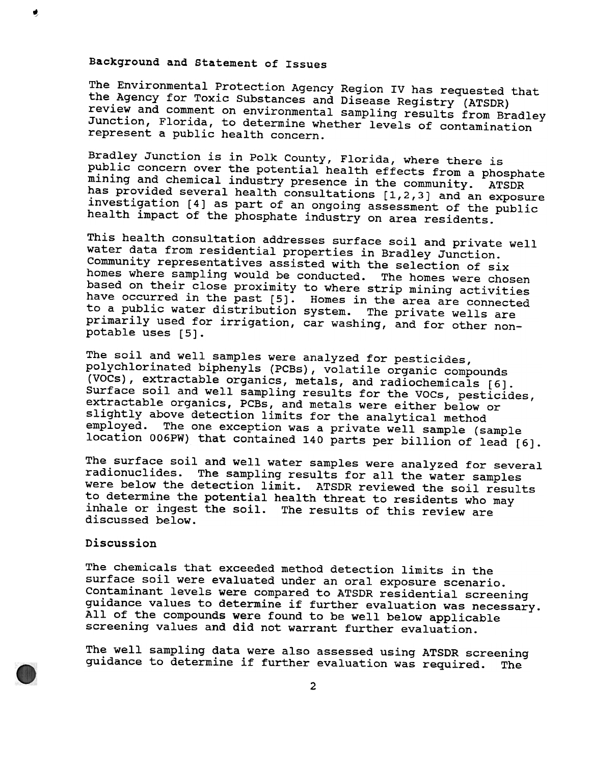## Background and Statement of Issues

The Environmental Protection Agency Region IV has requested that the Agency for Toxic Substances and Disease Registry (ATSDR) review and comment on environmental sampling results from Bradley Junction, Florida, to determine whether levels of contamination represent a public health concern.

Bradley Junction is in Polk County, Florida, where there is public concern over the potential health effects from a phosphate mining and chemical industry presence in the community. ATSDR has provided several health consultations [1,2,3] and an exposure investigation [4] as part of an ongoing assessment of the public health impact of the phosphate industry on area residents.

This health consultation addresses surface soil and private well water data from residential properties in Bradley Junction. Community representatives assisted with the selection of six homes where sampling would be conducted. The homes were chosen based on their close proximity to where strip mining activities have occurred in the past [5]. Homes in the area are connected to a public water distribution system. The private wells are primarily used for irrigation, car washing, and for other non-potable uses [5].

The soil and well samples were analyzed for pesticides, polychlorinated biphenyls (PCBs), volatile organic compounds (VOCs), extractable organics, metals, and radiochemicals [6]. Surface soil and well sampling results for the VOCs, pesticides, extractable organics, PCBs, and metals were either below or slightly above detection limits for the analytical method employed. The one exception was a private well sample (sample location 006PW) that contained 140 parts per billion of lead [6].

The surface soil and well water samples were analyzed for several radionuclides. The sampling results for all the water samples were below the detection limit. ATSDR reviewed the soil results to determine the potential health threat to residents who may inhale or ingest the soil. The results of this review are discussed below.

## Discussion

The chemicals that exceeded method detection limits in the surface soil were evaluated under an oral exposure scenario. Contaminant levels were compared to ATSDR residential screening guidance values to determine if further evaluation was necessary. All of the compounds were found to be well below applicable screening values and did not warrant further evaluation.

The well sampling data were also assessed using ATSDR screening guidance to determine if further evaluation was required. The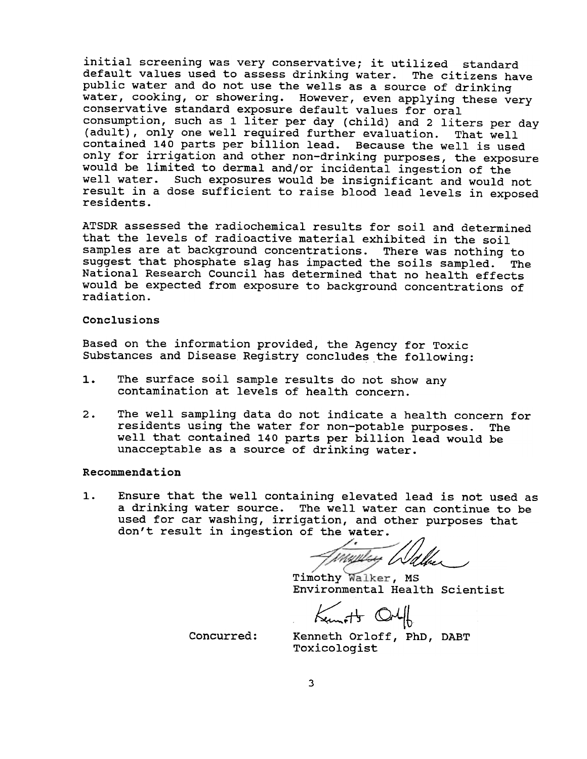initial screening was very conservative; it utilized standard default values used to assess drinking water. The citizens have public water and do not use the wells as a source of drinking water, cooking, or showering. However, even applying these very conservative standard exposure default values for oral consumption, such as 1 liter per day (child) and 2 liters per day (adult), only one well required further evaluation. That well contained 140 parts per billion lead. Because the well is used only for irrigation and other non-drinking purposes, the exposure would be limited to dermal and/or incidental ingestion of the well water. Such exposures would be insignificant and would not result in a dose sufficient to raise blood lead levels in exposed residents.

ATSDR assessed the radiochemical results for soil and determined that the levels of radioactive material exhibited in the soil samples are at background concentrations. There was nothing to suggest that phosphate slag has impacted the soils sampled. The National Research Council has determined that no health effects would be expected from exposure to background concentrations of radiation.

## Conclusions

Based on the information provided, the Agency for Toxic Substances and Disease Registry concludes the following:

1. The surface soil sample results do not show any contamination at levels of health concern.

2. The well sampling data do not indicate a health concern for residents using the water for non-potable purposes. The well that contained 140 parts per billion lead would be unacceptable as a source of drinking water.

## Recommendation

1. Ensure that the well containing elevated lead is not used as a drinking water source. The well water can continue to be used for car washing, irrigation, and other purposes that don't result in ingestion of the water.

Timothy Walker, MS
Environmental Health Scientist

Concurred: Kenneth Orloff, PhD, DABT
Toxicologist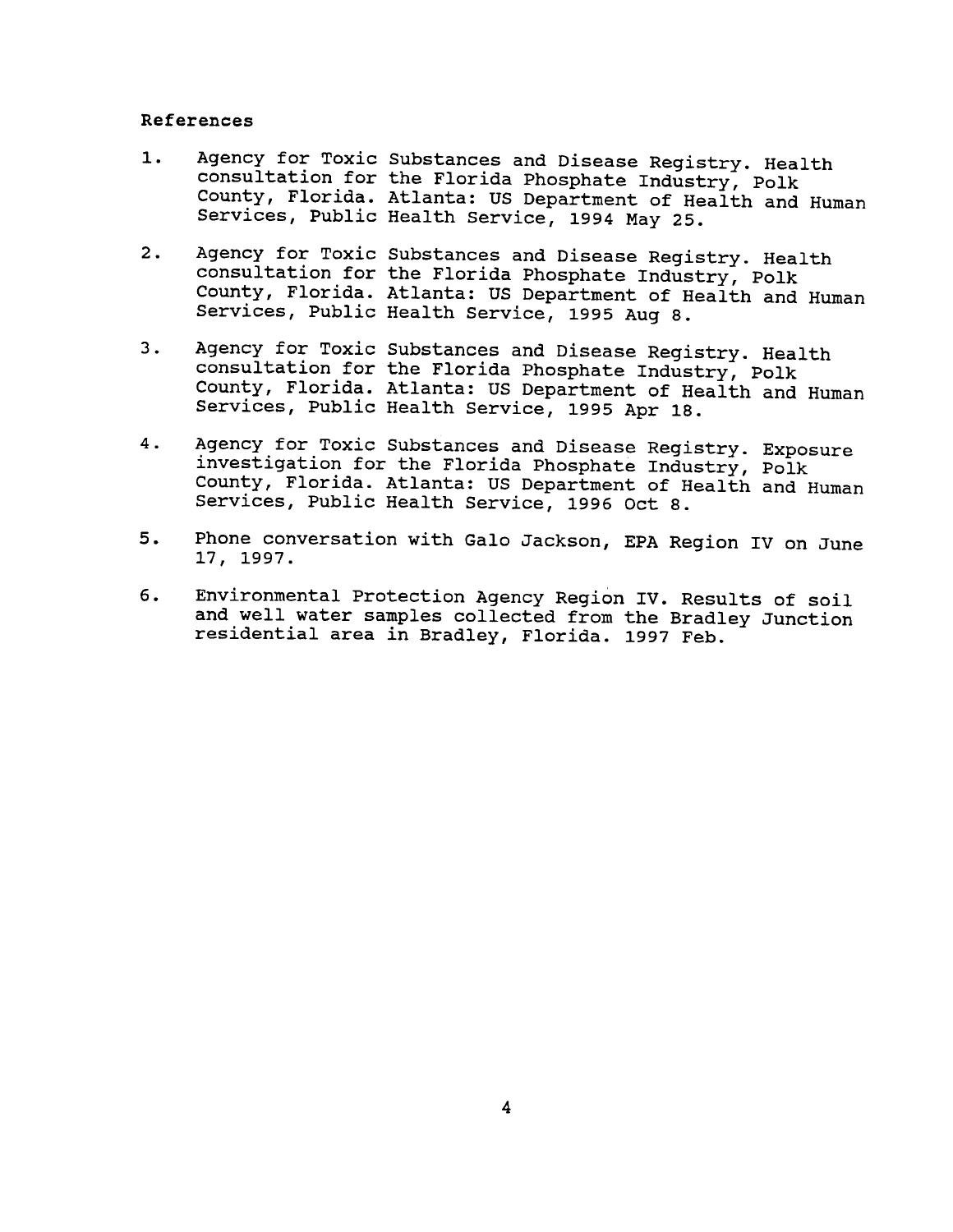**References**

1. Agency for Toxic Substances and Disease Registry. Health consultation for the Florida Phosphate Industry, Polk County, Florida. Atlanta: US Department of Health and Human Services, Public Health Service, 1994 May 25.

2. Agency for Toxic Substances and Disease Registry. Health consultation for the Florida Phosphate Industry, Polk County, Florida. Atlanta: US Department of Health and Human Services, Public Health Service, 1995 Aug 8.

3. Agency for Toxic Substances and Disease Registry. Health consultation for the Florida Phosphate Industry, Polk County, Florida. Atlanta: US Department of Health and Human Services, Public Health Service, 1995 Apr 18.

4. Agency for Toxic Substances and Disease Registry. Exposure investigation for the Florida Phosphate Industry, Polk County, Florida. Atlanta: US Department of Health and Human Services, Public Health Service, 1996 Oct 8.

5. Phone conversation with Galo Jackson, EPA Region IV on June 17, 1997.

6. Environmental Protection Agency Region IV. Results of soil and well water samples collected from the Bradley Junction residential area in Bradley, Florida. 1997 Feb.